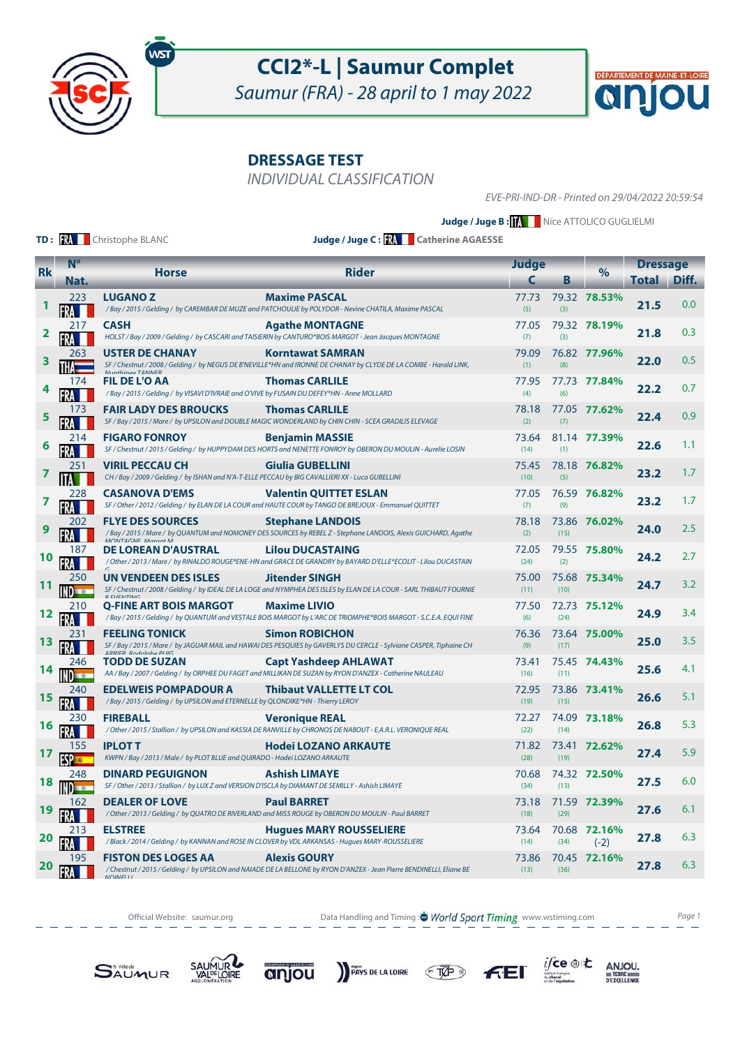# CCI2*-L | Saumur Complet

*Saumur (FRA) - 28 april to 1 may 2022*

## DRESSAGE TEST

*INDIVIDUAL CLASSIFICATION*

*EVE-PRI-IND-DR - Printed on 29/04/2022 20:59:54*

**Judge / Juge B :** ITA Nice ATTOLICO GUGLIELMI

**TD :** FRA Christophe BLANC

**Judge / Juge C :** FRA **Catherine AGAESSE**

| Rk | N° Nat. | Horse | Rider | Judge C | Judge B | % | Dressage Total | Dressage Diff. |
|---|---|---|---|---|---|---|---|---|
| 1 | 223 FRA | **LUGANO Z** / Bay / 2015 / Gelding / by CAREMBAR DE MUZE and PATCHOULIE by POLYDOR - Nevine CHATILA, Maxime PASCAL | **Maxime PASCAL** | 77.73 (5) | 79.32 (3) | **78.53%** | **21.5** | 0.0 |
| 2 | 217 FRA | **CASH** HOLST / Bay / 2009 / Gelding / by CASCARI and TAISIERIN by CANTURO*BOIS MARGOT - Jean Jacques MONTAGNE | **Agathe MONTAGNE** | 77.05 (7) | 79.32 (3) | **78.19%** | **21.8** | 0.3 |
| 3 | 263 THA | **USTER DE CHANAY** SF / Chestnut / 2008 / Gelding / by NEGUS DE B'NEVILLE*HN and IRONNE DE CHANAY by CLYDE DE LA COMBE - Harald LINK, Nunthinee TANNER | **Korntawat SAMRAN** | 79.09 (1) | 76.82 (8) | **77.96%** | **22.0** | 0.5 |
| 4 | 174 FRA | **FIL DE L'O AA** / Bay / 2015 / Gelding / by VISAVI D'IVRAIE and O'VIVE by FUSAIN DU DEFEY*HN - Anne MOLLARD | **Thomas CARLILE** | 77.95 (4) | 77.73 (6) | **77.84%** | **22.2** | 0.7 |
| 5 | 173 FRA | **FAIR LADY DES BROUCKS** SF / Bay / 2015 / Mare / by UPSILON and DOUBLE MAGIC WONDERLAND by CHIN CHIN - SCEA GRADILIS ELEVAGE | **Thomas CARLILE** | 78.18 (2) | 77.05 (7) | **77.62%** | **22.4** | 0.9 |
| 6 | 214 FRA | **FIGARO FONROY** SF / Chestnut / 2015 / Gelding / by HUPPYDAM DES HORTS and NENETTE FONROY by OBERON DU MOULIN - Aurelie LOSIN | **Benjamin MASSIE** | 73.64 (14) | 81.14 (1) | **77.39%** | **22.6** | 1.1 |
| 7 | 251 ITA | **VIRIL PECCAU CH** CH / Bay / 2009 / Gelding / by ISHAN and N'A-T-ELLE PECCAU by BIG CAVALLIERI XX - Luca GUBELLINI | **Giulia GUBELLINI** | 75.45 (10) | 78.18 (5) | **76.82%** | **23.2** | 1.7 |
| 7 | 228 FRA | **CASANOVA D'EMS** SF / Other / 2012 / Gelding / by ELAN DE LA COUR and HAUTE COUR by TANGO DE BREJOUX - Emmanuel QUITTET | **Valentin QUITTET ESLAN** | 77.05 (7) | 76.59 (9) | **76.82%** | **23.2** | 1.7 |
| 9 | 202 FRA | **FLYE DES SOURCES** / Bay / 2015 / Mare / by QUANTUM and NOMONEY DES SOURCES by REBEL Z - Stephane LANDOIS, Alexis GUICHARD, Agathe MONTAGNE, Margot M... | **Stephane LANDOIS** | 78.18 (2) | 73.86 (15) | **76.02%** | **24.0** | 2.5 |
| 10 | 187 FRA | **DE LOREAN D'AUSTRAL** / Other / 2013 / Mare / by RINALDO ROUGE*ENE-HN and GRACE DE GRANDRY by BAYARD D'ELLE*ECOLIT - Lilou DUCASTAING | **Lilou DUCASTAING** | 72.05 (24) | 79.55 (2) | **75.80%** | **24.2** | 2.7 |
| 11 | 250 IND | **UN VENDEEN DES ISLES** SF / Chestnut / 2008 / Gelding / by IDEAL DE LA LOGE and NYMPHEA DES ISLES by ELAN DE LA COUR - SARL THIBAUT FOURNIE D EVENTING | **Jitender SINGH** | 75.00 (11) | 75.68 (10) | **75.34%** | **24.7** | 3.2 |
| 12 | 210 FRA | **Q-FINE ART BOIS MARGOT** / Bay / 2015 / Gelding / by QUANTUM and VESTALE BOIS MARGOT by L'ARC DE TRIOMPHE*BOIS MARGOT - S.C.E.A. EQUI FINE | **Maxime LIVIO** | 77.50 (6) | 72.73 (24) | **75.12%** | **24.9** | 3.4 |
| 13 | 231 FRA | **FEELING TONICK** SF / Bay / 2015 / Mare / by JAGUAR MAIL and HAWAI DES PESQUIES by GAVERLYS DU CERCLE - Sylviane CASPER, Tiphaine CHARRIER, Rodolphe PLUS | **Simon ROBICHON** | 76.36 (9) | 73.64 (17) | **75.00%** | **25.0** | 3.5 |
| 14 | 246 IND | **TODD DE SUZAN** AA / Bay / 2007 / Gelding / by ORPHEE DU FAGET and MILLIKAN DE SUZAN by RYON D'ANZEX - Catherine NAULEAU | **Capt Yashdeep AHLAWAT** | 73.41 (16) | 75.45 (11) | **74.43%** | **25.6** | 4.1 |
| 15 | 240 FRA | **EDELWEIS POMPADOUR A** / Bay / 2015 / Gelding / by UPSILON and ETERNELLE by QLONDIKE*HN - Thierry LEROY | **Thibaut VALLETTE LT COL** | 72.95 (19) | 73.86 (15) | **73.41%** | **26.6** | 5.1 |
| 16 | 230 FRA | **FIREBALL** / Other / 2015 / Stallion / by UPSILON and KASSIA DE RANVILLE by CHRONOS DE NABOUT - E.A.R.L. VERONIQUE REAL | **Veronique REAL** | 72.27 (22) | 74.09 (14) | **73.18%** | **26.8** | 5.3 |
| 17 | 155 ESP | **IPLOT T** KWPN / Bay / 2013 / Male / by PLOT BLUE and QUIRADO - Hodei LOZANO ARKAUTE | **Hodei LOZANO ARKAUTE** | 71.82 (28) | 73.41 (19) | **72.62%** | **27.4** | 5.9 |
| 18 | 248 IND | **DINARD PEGUIGNON** SF / Other / 2013 / Stallion / by LUX Z and VERSION D'ISCLA by DIAMANT DE SEMILLY - Ashish LIMAYE | **Ashish LIMAYE** | 70.68 (34) | 74.32 (13) | **72.50%** | **27.5** | 6.0 |
| 19 | 162 FRA | **DEALER OF LOVE** / Other / 2013 / Gelding / by QUATRO DE RIVERLAND and MISS ROUGE by OBERON DU MOULIN - Paul BARRET | **Paul BARRET** | 73.18 (18) | 71.59 (29) | **72.39%** | **27.6** | 6.1 |
| 20 | 213 FRA | **ELSTREE** / Black / 2014 / Gelding / by KANNAN and ROSE IN CLOVER by VDL ARKANSAS - Hugues MARY-ROUSSELIERE | **Hugues MARY ROUSSELIERE** | 73.64 (14) | 70.68 (34) | **72.16%** (-2) | **27.8** | 6.3 |
| 20 | 195 FRA | **FISTON DES LOGES AA** / Chestnut / 2015 / Gelding / by UPSILON and NAIADE DE LA BELLONE by RYON D'ANZEX - Jean Pierre BENDINELLI, Eliane BENDINELLI | **Alexis GOURY** | 73.86 (13) | 70.45 (36) | **72.16%** | **27.8** | 6.3 |

Official Website: saumur.org — Data Handling and Timing : World Sport Timing www.wstiming.com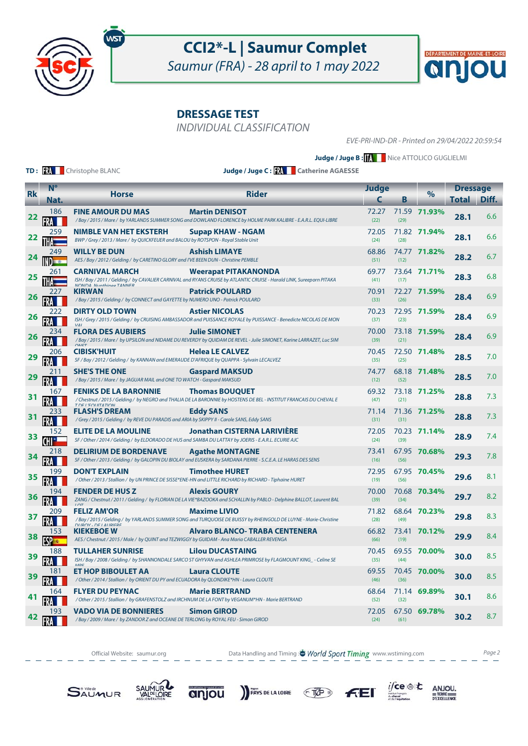# CCI2*-L | Saumur Complet

*Saumur (FRA) - 28 april to 1 may 2022*

## DRESSAGE TEST

*INDIVIDUAL CLASSIFICATION*

*EVE-PRI-IND-DR - Printed on 29/04/2022 20:59:54*

**Judge / Juge B :** ITA Nice ATTOLICO GUGLIELMI

**TD :** FRA Christophe BLANC

**Judge / Juge C :** FRA Catherine AGAESSE

| Rk | N° Nat. | Horse | Rider | Judge C | Judge B | % | Dressage Total | Diff. |
|---|---|---|---|---|---|---|---|---|
| 22 | 186 FRA | **FINE AMOUR DU MAS** / Bay / 2015 / Mare / by YARLANDS SUMMER SONG and DOWLAND FLORENCE by HOLME PARK KALIBRE - E.A.R.L. EQUI-LIBRE | **Martin DENISOT** | 72.27 (22) | 71.59 (29) | 71.93% | 28.1 | 6.6 |
| 22 | 259 THA | **NIMBLE VAN HET EKSTERH** BWP / Grey / 2013 / Mare / by QUICKFEUER and BALOU by ROTSPON - Royal Stable Unit | **Supap KHAW - NGAM** | 72.05 (24) | 71.82 (28) | 71.94% | 28.1 | 6.6 |
| 24 | 249 IND | **WILLY BE DUN** AES / Bay / 2012 / Gelding / by CARETINO GLORY and I'VE BEEN DUN - Christine PEMBLE | **Ashish LIMAYE** | 68.86 (51) | 74.77 (12) | 71.82% | 28.2 | 6.7 |
| 25 | 261 THA | **CARNIVAL MARCH** ISH / Bay / 2011 / Gelding / by CAVALIER CARNIVAL and RYANS CRUISE by ATLANTIC CRUISE - Harald LINK, Sureeporn PITAKA NONDA, Nunthinee TANNER | **Weerapat PITAKANONDA** | 69.77 (41) | 73.64 (17) | 71.71% | 28.3 | 6.8 |
| 26 | 227 FRA | **KIRWAN** / Bay / 2015 / Gelding / by CONNECT and GAYETTE by NUMERO UNO - Patrick POULARD | **Patrick POULARD** | 70.91 (33) | 72.27 (26) | 71.59% | 28.4 | 6.9 |
| 26 | 222 FRA | **DIRTY OLD TOWN** ISH / Grey / 2015 / Gelding / by CRUISING AMBASSADOR and PUISSANCE ROYALE by PUISSANCE - Benedicte NICOLAS DE MONVAL | **Astier NICOLAS** | 70.23 (37) | 72.95 (23) | 71.59% | 28.4 | 6.9 |
| 26 | 234 FRA | **FLORA DES AUBIERS** / Bay / 2015 / Mare / by UPSILON and NIDAME DU REVERDY by QUIDAM DE REVEL - Julie SIMONET, Karine LARRAZET, Luc SIMONET | **Julie SIMONET** | 70.00 (39) | 73.18 (21) | 71.59% | 28.4 | 6.9 |
| 29 | 206 FRA | **CIBISK'HUIT** SF / Bay / 2012 / Gelding / by KANNAN and EMERAUDE D'AFRIQUE by QUAPPA - Sylvain LECALVEZ | **Helea LE CALVEZ** | 70.45 (35) | 72.50 (25) | 71.48% | 28.5 | 7.0 |
| 29 | 211 FRA | **SHE'S THE ONE** / Bay / 2015 / Mare / by JAGUAR MAIL and ONE TO WATCH - Gaspard MAKSUD | **Gaspard MAKSUD** | 74.77 (12) | 68.18 (52) | 71.48% | 28.5 | 7.0 |
| 31 | 167 FRA | **FENIKS DE LA BARONNIE** / Chestnut / 2015 / Gelding / by NEGRO and THALIA DE LA BARONNIE by HOSTENS DE BEL - INSTITUT FRANCAIS DU CHEVAL ET DE L'EQUITATION | **Thomas BOUQUET** | 69.32 (47) | 73.18 (21) | 71.25% | 28.8 | 7.3 |
| 31 | 233 FRA | **FLASH'S DREAM** / Grey / 2015 / Gelding / by REVE DU PARADIS and ARIA by SKIPPY II - Carole SANS, Eddy SANS | **Eddy SANS** | 71.14 (31) | 71.36 (31) | 71.25% | 28.8 | 7.3 |
| 33 | 152 CHI | **ELITE DE LA MOULINE** SF / Other / 2014 / Gelding / by ELDORADO DE HUS and SAMBA DU LATTAY by JOERIS - E.A.R.L. ECURIE AJC | **Jonathan CISTERNA LARIVIÈRE** | 72.05 (24) | 70.23 (39) | 71.14% | 28.9 | 7.4 |
| 34 | 218 FRA | **DELIRIUM DE BORDENAVE** SF / Other / 2013 / Gelding / by GALOPIN DU BIOLAY and EUSKERA by SARDANA PIERRE - S.C.E.A. LE HARAS DES SENS | **Agathe MONTAGNE** | 73.41 (16) | 67.95 (56) | 70.68% | 29.3 | 7.8 |
| 35 | 199 FRA | **DON'T EXPLAIN** / Other / 2013 / Stallion / by UN PRINCE DE SISSE*ENE-HN and LITTLE RICHARD by RICHARD - Tiphaine HURET | **Timothee HURET** | 72.95 (19) | 67.95 (56) | 70.45% | 29.6 | 8.1 |
| 36 | 194 FRA | **FENDER DE HUS Z** ZANG / Chestnut / 2011 / Gelding / by FLORIAN DE LA VIE*BAZOOKA and SCHALLIN by PABLO - Delphine BALLOT, Laurent BALLOT | **Alexis GOURY** | 70.00 (39) | 70.68 (34) | 70.34% | 29.7 | 8.2 |
| 37 | 209 FRA | **FELIZ AM'OR** / Bay / 2015 / Gelding / by YARLANDS SUMMER SONG and TURQUOISE DE BUISSY by RHEINGOLD DE LUYNE - Marie-Christine DUROY - DE LAURIERE | **Maxime LIVIO** | 71.82 (28) | 68.64 (49) | 70.23% | 29.8 | 8.3 |
| 38 | 153 ESP | **KIEKEBOE W** AES / Chestnut / 2015 / Male / by QUINT and TEZWIGGY by GUIDAM - Ana Maria CABALLER REVENGA | **Alvaro BLANCO- TRABA CENTENERA** | 66.82 (66) | 73.41 (19) | 70.12% | 29.9 | 8.4 |
| 39 | 188 FRA | **TULLAHER SUNRISE** ISH / Bay / 2008 / Gelding / by SHANNONDALE SARCO ST GHYVAN and ASHLEA PRIMROSE by FLAGMOUNT KING_ - Celine SEMPE | **Lilou DUCASTAING** | 70.45 (35) | 69.55 (44) | 70.00% | 30.0 | 8.5 |
| 39 | 181 FRA | **ET HOP BIBOULET AA** / Other / 2014 / Stallion / by ORIENT DU PY and ECUADORA by QLONDIKE*HN - Laura CLOUTE | **Laura CLOUTE** | 69.55 (46) | 70.45 (36) | 70.00% | 30.0 | 8.5 |
| 41 | 164 FRA | **FLYER DU PEYNAC** / Other / 2015 / Stallion / by GRAFENSTOLZ and IRCHNUM DE LA FONT by VEGANUM*HN - Marie BERTRAND | **Marie BERTRAND** | 68.64 (52) | 71.14 (32) | 69.89% | 30.1 | 8.6 |
| 42 | 193 FRA | **VADO VIA DE BONNIERES** / Bay / 2009 / Mare / by ZANDOR Z and OCEANE DE TERLONG by ROYAL FEU - Simon GIROD | **Simon GIROD** | 72.05 (24) | 67.50 (61) | 69.78% | 30.2 | 8.7 |

Official Website: saumur.org — Data Handling and Timing : World Sport Timing www.wstiming.com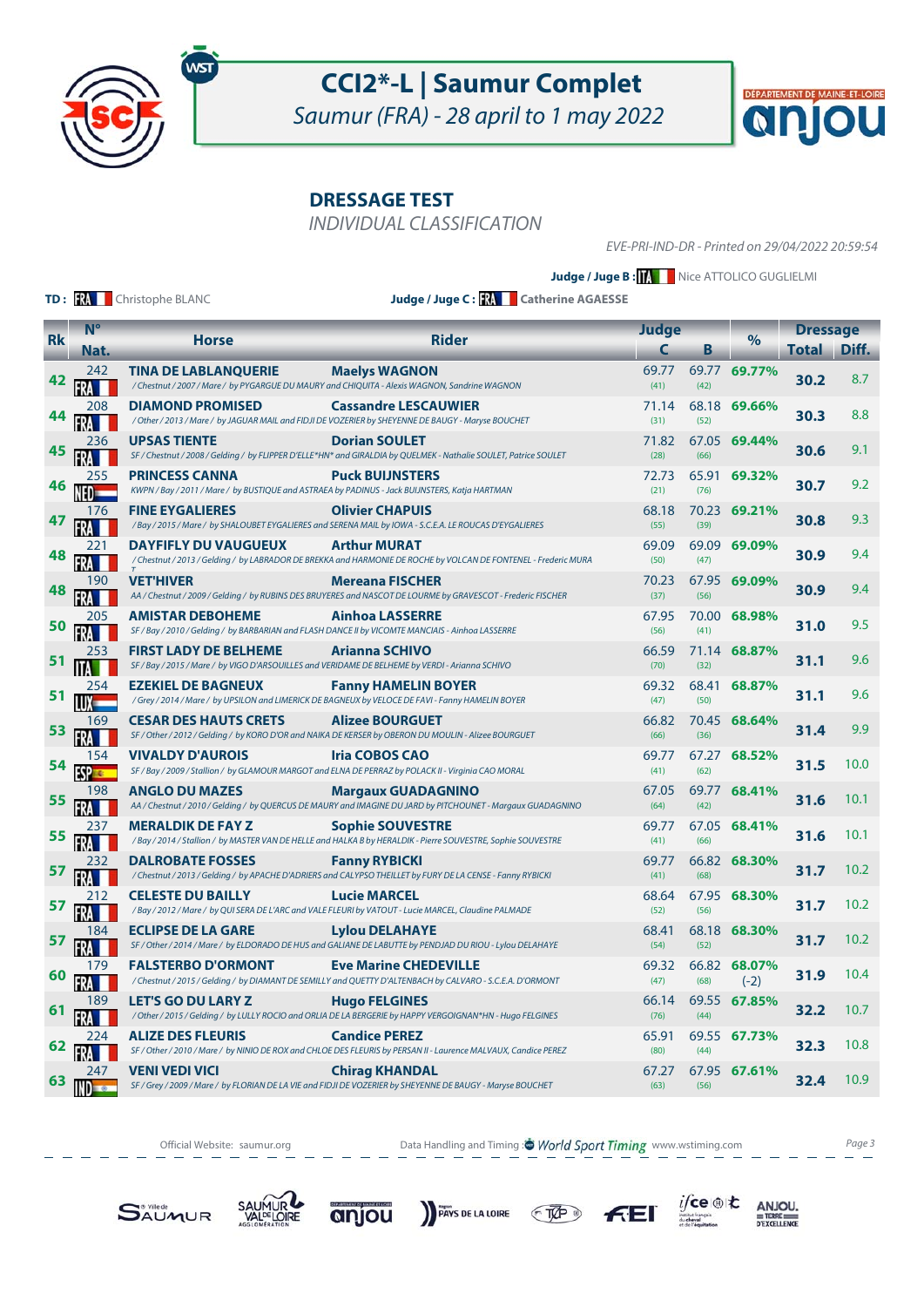# CCI2*-L | Saumur Complet

*Saumur (FRA) - 28 april to 1 may 2022*

## DRESSAGE TEST

*INDIVIDUAL CLASSIFICATION*

*EVE-PRI-IND-DR - Printed on 29/04/2022 20:59:54*

**Judge / Juge B :** ITA Nice ATTOLICO GUGLIELMI

**TD :** FRA Christophe BLANC

**Judge / Juge C :** FRA **Catherine AGAESSE**

| Rk | N° Nat. | Horse | Rider | Judge C | Judge B | % | Dressage Total | Diff. |
|---|---|---|---|---|---|---|---|---|
| 42 | 242 FRA | **TINA DE LABLANQUERIE** / Chestnut / 2007 / Mare / by PYGARGUE DU MAURY and CHIQUITA - Alexis WAGNON, Sandrine WAGNON | **Maelys WAGNON** | 69.77 (41) | 69.77 (42) | **69.77%** | **30.2** | 8.7 |
| 44 | 208 FRA | **DIAMOND PROMISED** / Other / 2013 / Mare / by JAGUAR MAIL and FIDJI DE VOZERIER by SHEYENNE DE BAUGY - Maryse BOUCHET | **Cassandre LESCAUWIER** | 71.14 (31) | 68.18 (52) | **69.66%** | **30.3** | 8.8 |
| 45 | 236 FRA | **UPSAS TIENTE** SF / Chestnut / 2008 / Gelding / by FLIPPER D'ELLE*HN* and GIRALDIA by QUELMEK - Nathalie SOULET, Patrice SOULET | **Dorian SOULET** | 71.82 (28) | 67.05 (66) | **69.44%** | **30.6** | 9.1 |
| 46 | 255 NED | **PRINCESS CANNA** KWPN / Bay / 2011 / Mare / by BUSTIQUE and ASTRAEA by PADINUS - Jack BUIJNSTERS, Katja HARTMAN | **Puck BUIJNSTERS** | 72.73 (21) | 65.91 (76) | **69.32%** | **30.7** | 9.2 |
| 47 | 176 FRA | **FINE EYGALIERES** / Bay / 2015 / Mare / by SHALOUBET EYGALIERES and SERENA MAIL by IOWA - S.C.E.A. LE ROUCAS D'EYGALIERES | **Olivier CHAPUIS** | 68.18 (55) | 70.23 (39) | **69.21%** | **30.8** | 9.3 |
| 48 | 221 FRA | **DAYFIFLY DU VAUGUEUX** / Chestnut / 2013 / Gelding / by LABRADOR DE BREKKA and HARMONIE DE ROCHE by VOLCAN DE FONTENEL - Frederic MURAT | **Arthur MURAT** | 69.09 (50) | 69.09 (47) | **69.09%** | **30.9** | 9.4 |
| 48 | 190 FRA | **VET'HIVER** AA / Chestnut / 2009 / Gelding / by RUBINS DES BRUYERES and NASCOT DE LOURME by GRAVESCOT - Frederic FISCHER | **Mereana FISCHER** | 70.23 (37) | 67.95 (56) | **69.09%** | **30.9** | 9.4 |
| 50 | 205 FRA | **AMISTAR DEBOHEME** SF / Bay / 2010 / Gelding / by BARBARIAN and FLASH DANCE II by VICOMTE MANCIAIS - Ainhoa LASSERRE | **Ainhoa LASSERRE** | 67.95 (56) | 70.00 (41) | **68.98%** | **31.0** | 9.5 |
| 51 | 253 ITA | **FIRST LADY DE BELHEME** SF / Bay / 2015 / Mare / by VIGO D'ARSOUILLES and VERIDAME DE BELHEME by VERDI - Arianna SCHIVO | **Arianna SCHIVO** | 66.59 (70) | 71.14 (32) | **68.87%** | **31.1** | 9.6 |
| 51 | 254 LUX | **EZEKIEL DE BAGNEUX** / Grey / 2014 / Mare / by UPSILON and LIMERICK DE BAGNEUX by VELOCE DE FAVI - Fanny HAMELIN BOYER | **Fanny HAMELIN BOYER** | 69.32 (47) | 68.41 (50) | **68.87%** | **31.1** | 9.6 |
| 53 | 169 FRA | **CESAR DES HAUTS CRETS** SF / Other / 2012 / Gelding / by KORO D'OR and NAIKA DE KERSER by OBERON DU MOULIN - Alizee BOURGUET | **Alizee BOURGUET** | 66.82 (66) | 70.45 (36) | **68.64%** | **31.4** | 9.9 |
| 54 | 154 ESP | **VIVALDY D'AUROIS** SF / Bay / 2009 / Stallion / by GLAMOUR MARGOT and ELNA DE PERRAZ by POLACK II - Virginia CAO MORAL | **Iria COBOS CAO** | 69.77 (41) | 67.27 (62) | **68.52%** | **31.5** | 10.0 |
| 55 | 198 FRA | **ANGLO DU MAZES** AA / Chestnut / 2010 / Gelding / by QUERCUS DE MAURY and IMAGINE DU JARD by PITCHOUNET - Margaux GUADAGNINO | **Margaux GUADAGNINO** | 67.05 (64) | 69.77 (42) | **68.41%** | **31.6** | 10.1 |
| 55 | 237 FRA | **MERALDIK DE FAY Z** / Bay / 2014 / Stallion / by MASTER VAN DE HELLE and HALKA B by HERALDIK - Pierre SOUVESTRE, Sophie SOUVESTRE | **Sophie SOUVESTRE** | 69.77 (41) | 67.05 (66) | **68.41%** | **31.6** | 10.1 |
| 57 | 232 FRA | **DALROBATE FOSSES** / Chestnut / 2013 / Gelding / by APACHE D'ADRIERS and CALYPSO THEILLET by FURY DE LA CENSE - Fanny RYBICKI | **Fanny RYBICKI** | 69.77 (41) | 66.82 (68) | **68.30%** | **31.7** | 10.2 |
| 57 | 212 FRA | **CELESTE DU BAILLY** / Bay / 2012 / Mare / by QUI SERA DE L'ARC and VALE FLEURI by VATOUT - Lucie MARCEL, Claudine PALMADE | **Lucie MARCEL** | 68.64 (52) | 67.95 (56) | **68.30%** | **31.7** | 10.2 |
| 57 | 184 FRA | **ECLIPSE DE LA GARE** SF / Other / 2014 / Mare / by ELDORADO DE HUS and GALIANE DE LABUTTE by PENDJAD DU RIOU - Lylou DELAHAYE | **Lylou DELAHAYE** | 68.41 (54) | 68.18 (52) | **68.30%** | **31.7** | 10.2 |
| 60 | 179 FRA | **FALSTERBO D'ORMONT** / Chestnut / 2015 / Gelding / by DIAMANT DE SEMILLY and QUETTY D'ALTENBACH by CALVARO - S.C.E.A. D'ORMONT | **Eve Marine CHEDEVILLE** | 69.32 (47) | 66.82 (68) | **68.07%** (-2) | **31.9** | 10.4 |
| 61 | 189 FRA | **LET'S GO DU LARY Z** / Other / 2015 / Gelding / by LULLY ROCIO and ORLIA DE LA BERGERIE by HAPPY VERGOIGNAN*HN - Hugo FELGINES | **Hugo FELGINES** | 66.14 (76) | 69.55 (44) | **67.85%** | **32.2** | 10.7 |
| 62 | 224 FRA | **ALIZE DES FLEURIS** SF / Other / 2010 / Mare / by NINIO DE ROX and CHLOE DES FLEURIS by PERSAN II - Laurence MALVAUX, Candice PEREZ | **Candice PEREZ** | 65.91 (80) | 69.55 (44) | **67.73%** | **32.3** | 10.8 |
| 63 | 247 IND | **VENI VEDI VICI** SF / Grey / 2009 / Mare / by FLORIAN DE LA VIE and FIDJI DE VOZERIER by SHEYENNE DE BAUGY - Maryse BOUCHET | **Chirag KHANDAL** | 67.27 (63) | 67.95 (56) | **67.61%** | **32.4** | 10.9 |

Official Website: saumur.org — Data Handling and Timing : World Sport Timing www.wstiming.com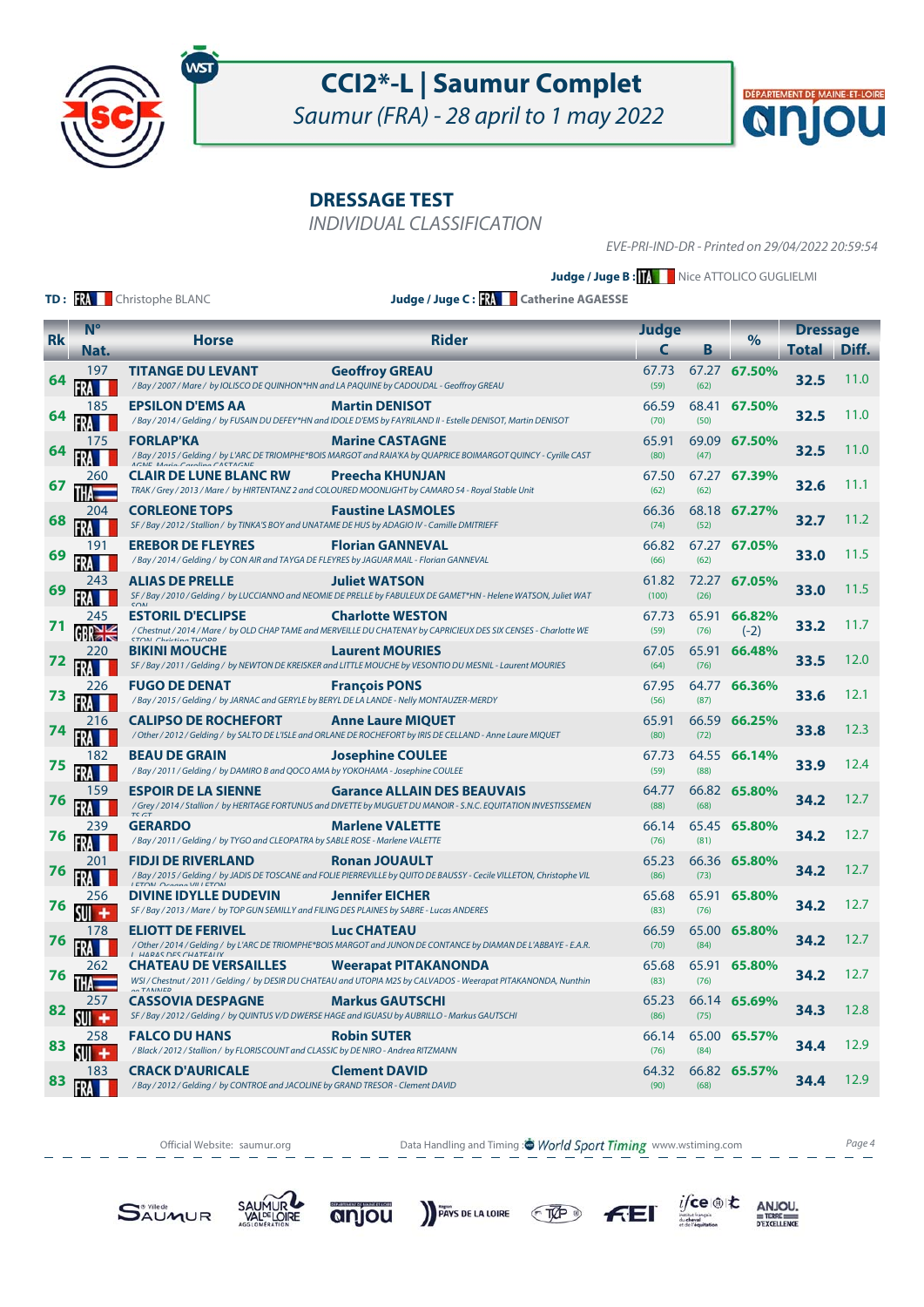# CCI2*-L | Saumur Complet

*Saumur (FRA) - 28 april to 1 may 2022*

## DRESSAGE TEST

*INDIVIDUAL CLASSIFICATION*

*EVE-PRI-IND-DR - Printed on 29/04/2022 20:59:54*

**Judge / Juge B :** ITA Nice ATTOLICO GUGLIELMI

**TD :** FRA Christophe BLANC

**Judge / Juge C :** FRA **Catherine AGAESSE**

| Rk | N° Nat. | Horse | Rider | Judge C | Judge B | % | Dressage Total | Diff. |
|---|---|---|---|---|---|---|---|---|
| 64 | 197 FRA | **TITANGE DU LEVANT** / Bay / 2007 / Mare / by IOLISCO DE QUINHON*HN and LA PAQUINE by CADOUDAL - Geoffroy GREAU | **Geoffroy GREAU** | 67.73 (59) | 67.27 (62) | **67.50%** | **32.5** | 11.0 |
| 64 | 185 FRA | **EPSILON D'EMS AA** / Bay / 2014 / Gelding / by FUSAIN DU DEFEY*HN and IDOLE D'EMS by FAYRILAND II - Estelle DENISOT, Martin DENISOT | **Martin DENISOT** | 66.59 (70) | 68.41 (50) | **67.50%** | **32.5** | 11.0 |
| 64 | 175 FRA | **FORLAP'KA** / Bay / 2015 / Gelding / by L'ARC DE TRIOMPHE*BOIS MARGOT and RAIA'KA by QUAPRICE BOIMARGOT QUINCY - Cyrille CASTAGNE, Marie-Caroline CASTAGNE | **Marine CASTAGNE** | 65.91 (80) | 69.09 (47) | **67.50%** | **32.5** | 11.0 |
| 67 | 260 THA | **CLAIR DE LUNE BLANC RW** TRAK / Grey / 2013 / Mare / by HIRTENTANZ 2 and COLOURED MOONLIGHT by CAMARO 54 - Royal Stable Unit | **Preecha KHUNJAN** | 67.50 (62) | 67.27 (62) | **67.39%** | **32.6** | 11.1 |
| 68 | 204 FRA | **CORLEONE TOPS** SF / Bay / 2012 / Stallion / by TINKA'S BOY and UNATAME DE HUS by ADAGIO IV - Camille DMITRIEFF | **Faustine LASMOLES** | 66.36 (74) | 68.18 (52) | **67.27%** | **32.7** | 11.2 |
| 69 | 191 FRA | **EREBOR DE FLEYRES** / Bay / 2014 / Gelding / by CON AIR and TAYGA DE FLEYRES by JAGUAR MAIL - Florian GANNEVAL | **Florian GANNEVAL** | 66.82 (66) | 67.27 (62) | **67.05%** | **33.0** | 11.5 |
| 69 | 243 FRA | **ALIAS DE PRELLE** SF / Bay / 2010 / Gelding / by LUCCIANNO and NEOMIE DE PRELLE by FABULEUX DE GAMET*HN - Helene WATSON, Juliet WATSON | **Juliet WATSON** | 61.82 (100) | 72.27 (26) | **67.05%** | **33.0** | 11.5 |
| 71 | 245 GBR | **ESTORIL D'ECLIPSE** / Chestnut / 2014 / Mare / by OLD CHAP TAME and MERVEILLE DU CHATENAY by CAPRICIEUX DES SIX CENSES - Charlotte WESTON, Christine THORP | **Charlotte WESTON** | 67.73 (59) | 65.91 (76) | **66.82%** (-2) | **33.2** | 11.7 |
| 72 | 220 FRA | **BIKINI MOUCHE** SF / Bay / 2011 / Gelding / by NEWTON DE KREISKER and LITTLE MOUCHE by VESONTIO DU MESNIL - Laurent MOURIES | **Laurent MOURIES** | 67.05 (64) | 65.91 (76) | **66.48%** | **33.5** | 12.0 |
| 73 | 226 FRA | **FUGO DE DENAT** / Bay / 2015 / Gelding / by JARNAC and GERYLE by BERYL DE LA LANDE - Nelly MONTAUZER-MERDY | **François PONS** | 67.95 (56) | 64.77 (87) | **66.36%** | **33.6** | 12.1 |
| 74 | 216 FRA | **CALIPSO DE ROCHEFORT** / Other / 2012 / Gelding / by SALTO DE L'ISLE and ORLANE DE ROCHEFORT by IRIS DE CELLAND - Anne Laure MIQUET | **Anne Laure MIQUET** | 65.91 (80) | 66.59 (72) | **66.25%** | **33.8** | 12.3 |
| 75 | 182 FRA | **BEAU DE GRAIN** / Bay / 2011 / Gelding / by DAMIRO B and QOCO AMA by YOKOHAMA - Josephine COULEE | **Josephine COULEE** | 67.73 (59) | 64.55 (88) | **66.14%** | **33.9** | 12.4 |
| 76 | 159 FRA | **ESPOIR DE LA SIENNE** / Grey / 2014 / Stallion / by HERITAGE FORTUNUS and DIVETTE by MUGUET DU MANOIR - S.N.C. EQUITATION INVESTISSEMENTS CT | **Garance ALLAIN DES BEAUVAIS** | 64.77 (88) | 66.82 (68) | **65.80%** | **34.2** | 12.7 |
| 76 | 239 FRA | **GERARDO** / Bay / 2011 / Gelding / by TYGO and CLEOPATRA by SABLE ROSE - Marlene VALETTE | **Marlene VALETTE** | 66.14 (76) | 65.45 (81) | **65.80%** | **34.2** | 12.7 |
| 76 | 201 FRA | **FIDJI DE RIVERLAND** / Bay / 2015 / Gelding / by JADIS DE TOSCANE and FOLIE PIERREVILLE by QUITO DE BAUSSY - Cecile VILLETON, Christophe VILLETON, Oceane VILLETON | **Ronan JOUAULT** | 65.23 (86) | 66.36 (73) | **65.80%** | **34.2** | 12.7 |
| 76 | 256 SUI | **DIVINE IDYLLE DUDEVIN** SF / Bay / 2013 / Mare / by TOP GUN SEMILLY and FILING DES PLAINES by SABRE - Lucas ANDERES | **Jennifer EICHER** | 65.68 (83) | 65.91 (76) | **65.80%** | **34.2** | 12.7 |
| 76 | 178 FRA | **ELIOTT DE FERIVEL** / Other / 2014 / Gelding / by L'ARC DE TRIOMPHE*BOIS MARGOT and JUNON DE CONTANCE by DIAMAN DE L'ABBAYE - E.A.R. HARAS DES CHATEAUX | **Luc CHATEAU** | 66.59 (70) | 65.00 (84) | **65.80%** | **34.2** | 12.7 |
| 76 | 262 THA | **CHATEAU DE VERSAILLES** WSI / Chestnut / 2011 / Gelding / by DESIR DU CHATEAU and UTOPIA M2S by CALVADOS - Weerapat PITAKANONDA, Nunthinee TANNER | **Weerapat PITAKANONDA** | 65.68 (83) | 65.91 (76) | **65.80%** | **34.2** | 12.7 |
| 82 | 257 SUI | **CASSOVIA DESPAGNE** SF / Bay / 2012 / Gelding / by QUINTUS V/D DWERSE HAGE and IGUASU by AUBRILLO - Markus GAUTSCHI | **Markus GAUTSCHI** | 65.23 (86) | 66.14 (75) | **65.69%** | **34.3** | 12.8 |
| 83 | 258 SUI | **FALCO DU HANS** / Black / 2012 / Stallion / by FLORISCOUNT and CLASSIC by DE NIRO - Andrea RITZMANN | **Robin SUTER** | 66.14 (76) | 65.00 (84) | **65.57%** | **34.4** | 12.9 |
| 83 | 183 FRA | **CRACK D'AURICALE** / Bay / 2012 / Gelding / by CONTROE and JACOLINE by GRAND TRESOR - Clement DAVID | **Clement DAVID** | 64.32 (90) | 66.82 (68) | **65.57%** | **34.4** | 12.9 |

Official Website: saumur.org — Data Handling and Timing : World Sport Timing www.wstiming.com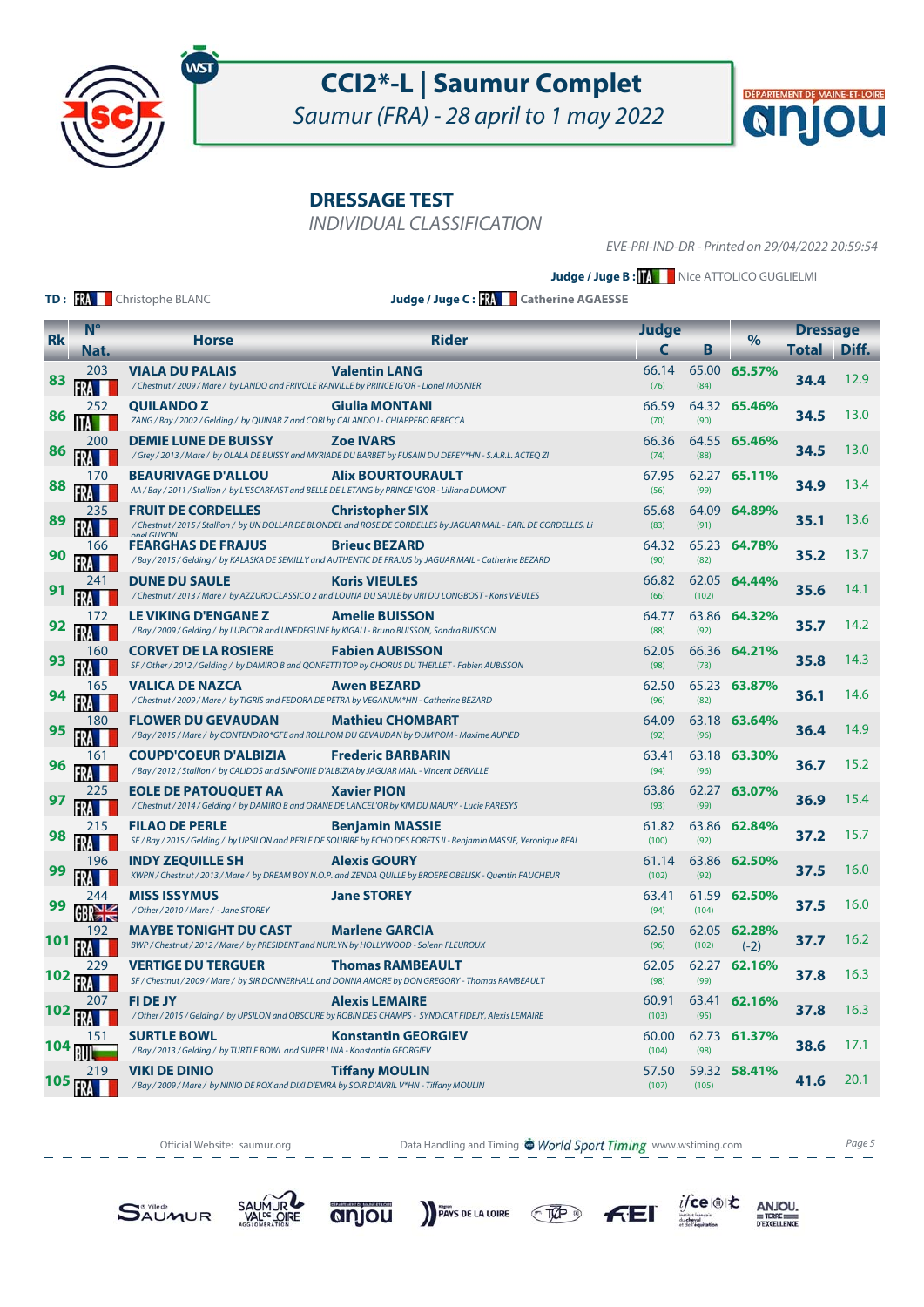# CCI2*-L | Saumur Complet

*Saumur (FRA) - 28 april to 1 may 2022*

## DRESSAGE TEST

*INDIVIDUAL CLASSIFICATION*

*EVE-PRI-IND-DR - Printed on 29/04/2022 20:59:54*

**Judge / Juge B :** ITA Nice ATTOLICO GUGLIELMI

**TD :** FRA Christophe BLANC

**Judge / Juge C :** FRA Catherine AGAESSE

| Rk | N° Nat. | Horse | Rider | Judge C | Judge B | % | Dressage Total | Diff. |
|---|---|---|---|---|---|---|---|---|
| 83 | 203 FRA | **VIALA DU PALAIS** / Chestnut / 2009 / Mare / by LANDO and FRIVOLE RANVILLE by PRINCE IG'OR - Lionel MOSNIER | **Valentin LANG** | 66.14 (76) | 65.00 (84) | **65.57%** | **34.4** | 12.9 |
| 86 | 252 ITA | **QUILANDO Z** ZANG / Bay / 2002 / Gelding / by QUINAR Z and CORI by CALANDO I - CHIAPPERO REBECCA | **Giulia MONTANI** | 66.59 (70) | 64.32 (90) | **65.46%** | **34.5** | 13.0 |
| 86 | 200 FRA | **DEMIE LUNE DE BUISSY** / Grey / 2013 / Mare / by OLALA DE BUISSY and MYRIADE DU BARBET by FUSAIN DU DEFEY*HN - S.A.R.L. ACTEQ ZI | **Zoe IVARS** | 66.36 (74) | 64.55 (88) | **65.46%** | **34.5** | 13.0 |
| 88 | 170 FRA | **BEAURIVAGE D'ALLOU** AA / Bay / 2011 / Stallion / by L'ESCARFAST and BELLE DE L'ETANG by PRINCE IG'OR - Lilliana DUMONT | **Alix BOURTOURAULT** | 67.95 (56) | 62.27 (99) | **65.11%** | **34.9** | 13.4 |
| 89 | 235 FRA | **FRUIT DE CORDELLES** / Chestnut / 2015 / Stallion / by UN DOLLAR DE BLONDEL and ROSE DE CORDELLES by JAGUAR MAIL - EARL DE CORDELLES, Li onel GUYON | **Christopher SIX** | 65.68 (83) | 64.09 (91) | **64.89%** | **35.1** | 13.6 |
| 90 | 166 FRA | **FEARGHAS DE FRAJUS** / Bay / 2015 / Gelding / by KALASKA DE SEMILLY and AUTHENTIC DE FRAJUS by JAGUAR MAIL - Catherine BEZARD | **Brieuc BEZARD** | 64.32 (90) | 65.23 (82) | **64.78%** | **35.2** | 13.7 |
| 91 | 241 FRA | **DUNE DU SAULE** / Chestnut / 2013 / Mare / by AZZURO CLASSICO 2 and LOUNA DU SAULE by URI DU LONGBOST - Koris VIEULES | **Koris VIEULES** | 66.82 (66) | 62.05 (102) | **64.44%** | **35.6** | 14.1 |
| 92 | 172 FRA | **LE VIKING D'ENGANE Z** / Bay / 2009 / Gelding / by LUPICOR and UNEDEGUNE by KIGALI - Bruno BUISSON, Sandra BUISSON | **Amelie BUISSON** | 64.77 (88) | 63.86 (92) | **64.32%** | **35.7** | 14.2 |
| 93 | 160 FRA | **CORVET DE LA ROSIERE** SF / Other / 2012 / Gelding / by DAMIRO B and QONFETTI TOP by CHORUS DU THEILLET - Fabien AUBISSON | **Fabien AUBISSON** | 62.05 (98) | 66.36 (73) | **64.21%** | **35.8** | 14.3 |
| 94 | 165 FRA | **VALICA DE NAZCA** / Chestnut / 2009 / Mare / by TIGRIS and FEDORA DE PETRA by VEGANUM*HN - Catherine BEZARD | **Awen BEZARD** | 62.50 (96) | 65.23 (82) | **63.87%** | **36.1** | 14.6 |
| 95 | 180 FRA | **FLOWER DU GEVAUDAN** / Bay / 2015 / Mare / by CONTENDRO*GFE and ROLLPOM DU GEVAUDAN by DUM'POM - Maxime AUPIED | **Mathieu CHOMBART** | 64.09 (92) | 63.18 (96) | **63.64%** | **36.4** | 14.9 |
| 96 | 161 FRA | **COUPD'COEUR D'ALBIZIA** / Bay / 2012 / Stallion / by CALIDOS and SINFONIE D'ALBIZIA by JAGUAR MAIL - Vincent DERVILLE | **Frederic BARBARIN** | 63.41 (94) | 63.18 (96) | **63.30%** | **36.7** | 15.2 |
| 97 | 225 FRA | **EOLE DE PATOUQUET AA** / Chestnut / 2014 / Gelding / by DAMIRO B and ORANE DE LANCEL'OR by KIM DU MAURY - Lucie PARESYS | **Xavier PION** | 63.86 (93) | 62.27 (99) | **63.07%** | **36.9** | 15.4 |
| 98 | 215 FRA | **FILAO DE PERLE** SF / Bay / 2015 / Gelding / by UPSILON and PERLE DE SOURIRE by ECHO DES FORETS II - Benjamin MASSIE, Veronique REAL | **Benjamin MASSIE** | 61.82 (100) | 63.86 (92) | **62.84%** | **37.2** | 15.7 |
| 99 | 196 FRA | **INDY ZEQUILLE SH** KWPN / Chestnut / 2013 / Mare / by DREAM BOY N.O.P. and ZENDA QUILLE by BROERE OBELISK - Quentin FAUCHEUR | **Alexis GOURY** | 61.14 (102) | 63.86 (92) | **62.50%** | **37.5** | 16.0 |
| 99 | 244 GBR | **MISS ISSYMUS** / Other / 2010 / Mare / - Jane STOREY | **Jane STOREY** | 63.41 (94) | 61.59 (104) | **62.50%** | **37.5** | 16.0 |
| 101 | 192 FRA | **MAYBE TONIGHT DU CAST** BWP / Chestnut / 2012 / Mare / by PRESIDENT and NURLYN by HOLLYWOOD - Solenn FLEUROUX | **Marlene GARCIA** | 62.50 (96) | 62.05 (102) | **62.28%** (-2) | **37.7** | 16.2 |
| 102 | 229 FRA | **VERTIGE DU TERGUER** SF / Chestnut / 2009 / Mare / by SIR DONNERHALL and DONNA AMORE by DON GREGORY - Thomas RAMBEAULT | **Thomas RAMBEAULT** | 62.05 (98) | 62.27 (99) | **62.16%** | **37.8** | 16.3 |
| 102 | 207 FRA | **FI DE JY** / Other / 2015 / Gelding / by UPSILON and OBSCURE by ROBIN DES CHAMPS - SYNDICAT FIDEJY, Alexis LEMAIRE | **Alexis LEMAIRE** | 60.91 (103) | 63.41 (95) | **62.16%** | **37.8** | 16.3 |
| 104 | 151 BUL | **SURTLE BOWL** / Bay / 2013 / Gelding / by TURTLE BOWL and SUPER LINA - Konstantin GEORGIEV | **Konstantin GEORGIEV** | 60.00 (104) | 62.73 (98) | **61.37%** | **38.6** | 17.1 |
| 105 | 219 FRA | **VIKI DE DINIO** / Bay / 2009 / Mare / by NINIO DE ROX and DIXI D'EMRA by SOIR D'AVRIL V*HN - Tiffany MOULIN | **Tiffany MOULIN** | 57.50 (107) | 59.32 (105) | **58.41%** | **41.6** | 20.1 |

Official Website: saumur.org     Data Handling and Timing : World Sport Timing www.wstiming.com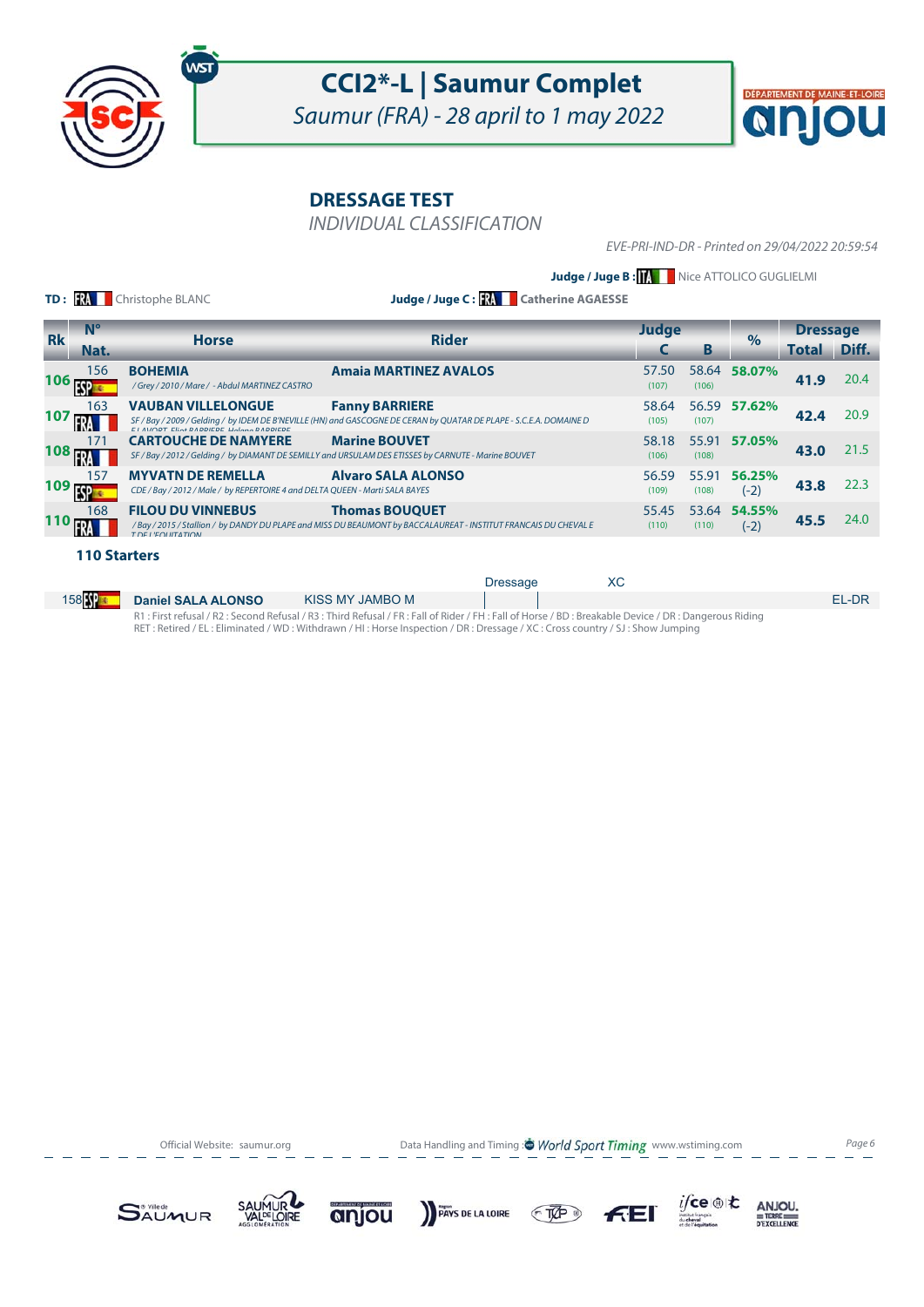# CCI2*-L | Saumur Complet

*Saumur (FRA) - 28 april to 1 may 2022*

## DRESSAGE TEST

*INDIVIDUAL CLASSIFICATION*

*EVE-PRI-IND-DR - Printed on 29/04/2022 20:59:54*

**Judge / Juge B :** ITA Nice ATTOLICO GUGLIELMI

**TD :** FRA Christophe BLANC

**Judge / Juge C :** FRA Catherine AGAESSE

| Rk | N° Nat. | Horse | Rider | Judge C | Judge B | % | Dressage Total | Diff. |
|---|---|---|---|---|---|---|---|---|
| 106 | 156 ESP | **BOHEMIA** / Grey / 2010 / Mare / - Abdul MARTINEZ CASTRO | **Amaia MARTINEZ AVALOS** | 57.50 (107) | 58.64 (106) | **58.07%** | **41.9** | 20.4 |
| 107 | 163 FRA | **VAUBAN VILLELONGUE** SF / Bay / 2009 / Gelding / by IDEM DE B'NEVILLE (HN) and GASCOGNE DE CERAN by QUATAR DE PLAPE - S.C.E.A. DOMAINE D EL AVOPT Eliot BARRIERE Helene BARRIERE | **Fanny BARRIERE** | 58.64 (105) | 56.59 (107) | **57.62%** | **42.4** | 20.9 |
| 108 | 171 FRA | **CARTOUCHE DE NAMYERE** SF / Bay / 2012 / Gelding / by DIAMANT DE SEMILLY and URSULAM DES ETISSES by CARNUTE - Marine BOUVET | **Marine BOUVET** | 58.18 (106) | 55.91 (108) | **57.05%** | **43.0** | 21.5 |
| 109 | 157 ESP | **MYVATN DE REMELLA** CDE / Bay / 2012 / Male / by REPERTOIRE 4 and DELTA QUEEN - Marti SALA BAYES | **Alvaro SALA ALONSO** | 56.59 (109) | 55.91 (108) | **56.25%** (-2) | **43.8** | 22.3 |
| 110 | 168 FRA | **FILOU DU VINNEBUS** / Bay / 2015 / Stallion / by DANDY DU PLAPE and MISS DU BEAUMONT by BACCALAUREAT - INSTITUT FRANCAIS DU CHEVAL E T DE L'EQUITATION | **Thomas BOUQUET** | 55.45 (110) | 53.64 (110) | **54.55%** (-2) | **45.5** | 24.0 |

**110 Starters**

| N° Nat. | Rider | Horse | Dressage | XC | |
|---|---|---|---|---|---|
| 158 ESP | **Daniel SALA ALONSO** | KISS MY JAMBO M | | | EL-DR |

R1 : First refusal / R2 : Second Refusal / R3 : Third Refusal / FR : Fall of Rider / FH : Fall of Horse / BD : Breakable Device / DR : Dangerous Riding
RET : Retired / EL : Eliminated / WD : Withdrawn / HI : Horse Inspection / DR : Dressage / XC : Cross country / SJ : Show Jumping

Official Website: saumur.org — Data Handling and Timing : World Sport Timing www.wstiming.com